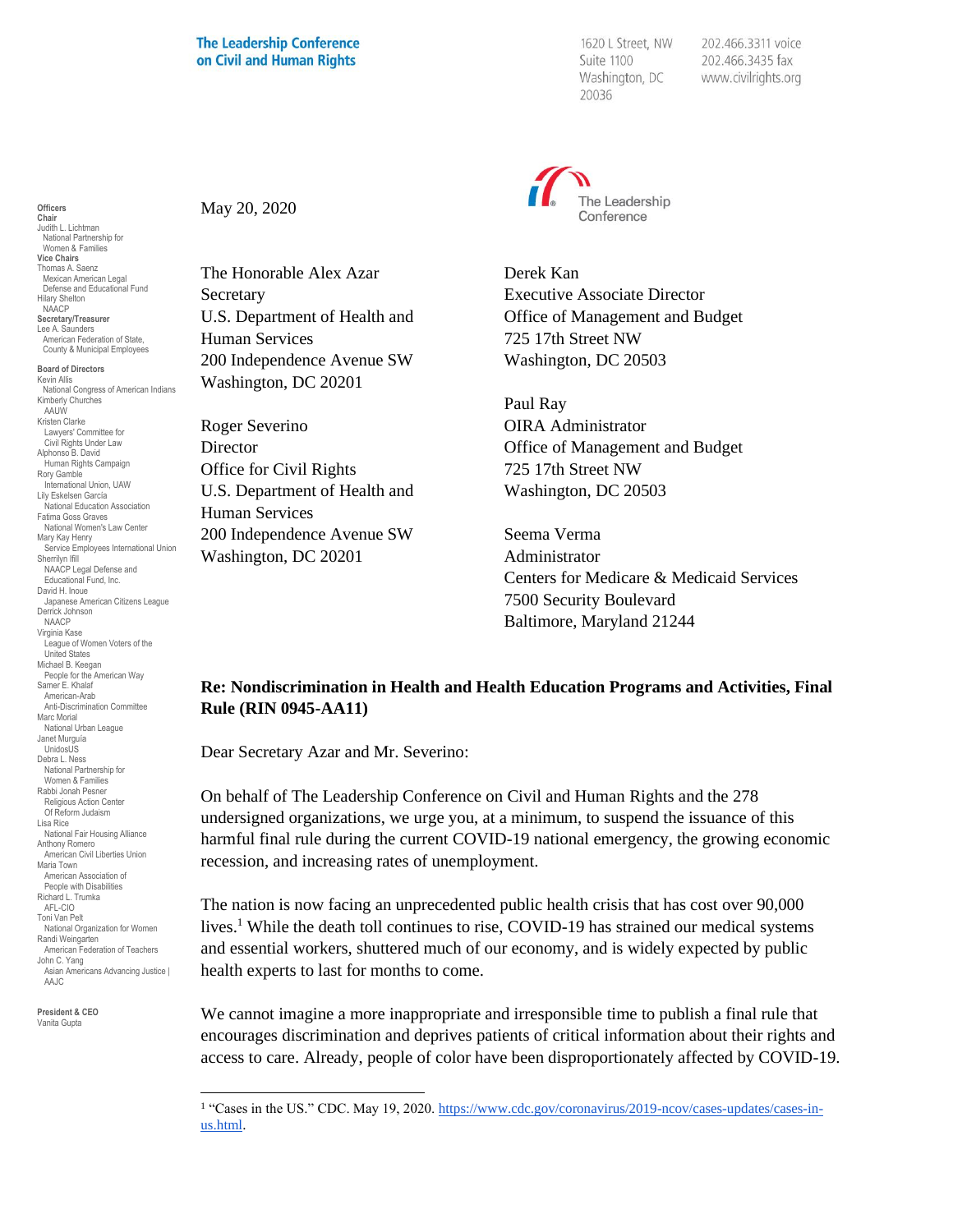**The Leadership Conference on Civil and Human Rights**

1620 L Street, NW
Suite 1100
Washington, DC
20036

202.466.3311 voice
202.466.3435 fax
www.civilrights.org

**Officers**
**Chair**
Judith L. Lichtman
National Partnership for Women & Families
**Vice Chairs**
Thomas A. Saenz
Mexican American Legal Defense and Educational Fund
Hilary Shelton
NAACP
**Secretary/Treasurer**
Lee A. Saunders
American Federation of State, County & Municipal Employees

**Board of Directors**
Kevin Allis
National Congress of American Indians
Kimberly Churches
AAUW
Kristen Clarke
Lawyers' Committee for Civil Rights Under Law
Alphonso B. David
Human Rights Campaign
Rory Gamble
International Union, UAW
Lily Eskelsen García
National Education Association
Fatima Goss Graves
National Women's Law Center
Mary Kay Henry
Service Employees International Union
Sherrilyn Ifill
NAACP Legal Defense and Educational Fund, Inc.
David H. Inoue
Japanese American Citizens League
Derrick Johnson
NAACP
Virginia Kase
League of Women Voters of the United States
Michael B. Keegan
People for the American Way
Samer E. Khalaf
American-Arab Anti-Discrimination Committee
Marc Morial
National Urban League
Janet Murguía
UnidosUS
Debra L. Ness
National Partnership for Women & Families
Rabbi Jonah Pesner
Religious Action Center Of Reform Judaism
Lisa Rice
National Fair Housing Alliance
Anthony Romero
American Civil Liberties Union
Maria Town
American Association of People with Disabilities
Richard L. Trumka
AFL-CIO
Toni Van Pelt
National Organization for Women
Randi Weingarten
American Federation of Teachers
John C. Yang
Asian Americans Advancing Justice | AAJC

**President & CEO**
Vanita Gupta

May 20, 2020

The Honorable Alex Azar
Secretary
U.S. Department of Health and Human Services
200 Independence Avenue SW
Washington, DC 20201

Roger Severino
Director
Office for Civil Rights
U.S. Department of Health and Human Services
200 Independence Avenue SW
Washington, DC 20201

Derek Kan
Executive Associate Director
Office of Management and Budget
725 17th Street NW
Washington, DC 20503

Paul Ray
OIRA Administrator
Office of Management and Budget
725 17th Street NW
Washington, DC 20503

Seema Verma
Administrator
Centers for Medicare & Medicaid Services
7500 Security Boulevard
Baltimore, Maryland 21244

**Re: Nondiscrimination in Health and Health Education Programs and Activities, Final Rule (RIN 0945-AA11)**

Dear Secretary Azar and Mr. Severino:

On behalf of The Leadership Conference on Civil and Human Rights and the 278 undersigned organizations, we urge you, at a minimum, to suspend the issuance of this harmful final rule during the current COVID-19 national emergency, the growing economic recession, and increasing rates of unemployment.

The nation is now facing an unprecedented public health crisis that has cost over 90,000 lives.[1] While the death toll continues to rise, COVID-19 has strained our medical systems and essential workers, shuttered much of our economy, and is widely expected by public health experts to last for months to come.

We cannot imagine a more inappropriate and irresponsible time to publish a final rule that encourages discrimination and deprives patients of critical information about their rights and access to care. Already, people of color have been disproportionately affected by COVID-19.

[1] "Cases in the US." CDC. May 19, 2020. https://www.cdc.gov/coronavirus/2019-ncov/cases-updates/cases-in-us.html.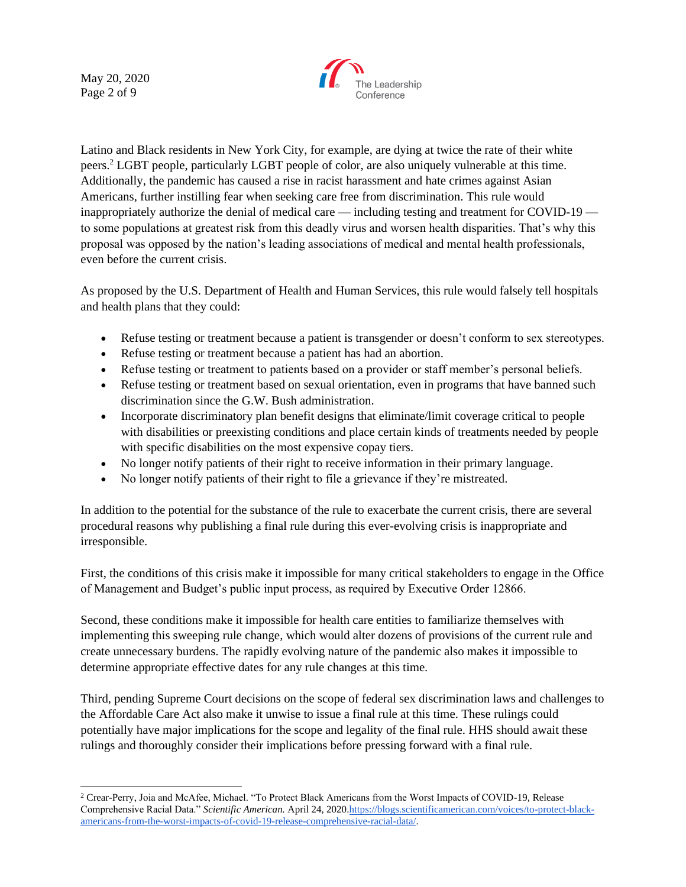Latino and Black residents in New York City, for example, are dying at twice the rate of their white peers.[2] LGBT people, particularly LGBT people of color, are also uniquely vulnerable at this time. Additionally, the pandemic has caused a rise in racist harassment and hate crimes against Asian Americans, further instilling fear when seeking care free from discrimination. This rule would inappropriately authorize the denial of medical care — including testing and treatment for COVID-19 — to some populations at greatest risk from this deadly virus and worsen health disparities. That's why this proposal was opposed by the nation's leading associations of medical and mental health professionals, even before the current crisis.

As proposed by the U.S. Department of Health and Human Services, this rule would falsely tell hospitals and health plans that they could:

- Refuse testing or treatment because a patient is transgender or doesn't conform to sex stereotypes.
- Refuse testing or treatment because a patient has had an abortion.
- Refuse testing or treatment to patients based on a provider or staff member's personal beliefs.
- Refuse testing or treatment based on sexual orientation, even in programs that have banned such discrimination since the G.W. Bush administration.
- Incorporate discriminatory plan benefit designs that eliminate/limit coverage critical to people with disabilities or preexisting conditions and place certain kinds of treatments needed by people with specific disabilities on the most expensive copay tiers.
- No longer notify patients of their right to receive information in their primary language.
- No longer notify patients of their right to file a grievance if they're mistreated.

In addition to the potential for the substance of the rule to exacerbate the current crisis, there are several procedural reasons why publishing a final rule during this ever-evolving crisis is inappropriate and irresponsible.

First, the conditions of this crisis make it impossible for many critical stakeholders to engage in the Office of Management and Budget's public input process, as required by Executive Order 12866.

Second, these conditions make it impossible for health care entities to familiarize themselves with implementing this sweeping rule change, which would alter dozens of provisions of the current rule and create unnecessary burdens. The rapidly evolving nature of the pandemic also makes it impossible to determine appropriate effective dates for any rule changes at this time.

Third, pending Supreme Court decisions on the scope of federal sex discrimination laws and challenges to the Affordable Care Act also make it unwise to issue a final rule at this time. These rulings could potentially have major implications for the scope and legality of the final rule. HHS should await these rulings and thoroughly consider their implications before pressing forward with a final rule.

---

[2] Crear-Perry, Joia and McAfee, Michael. "To Protect Black Americans from the Worst Impacts of COVID-19, Release Comprehensive Racial Data." *Scientific American.* April 24, 2020.https://blogs.scientificamerican.com/voices/to-protect-black-americans-from-the-worst-impacts-of-covid-19-release-comprehensive-racial-data/.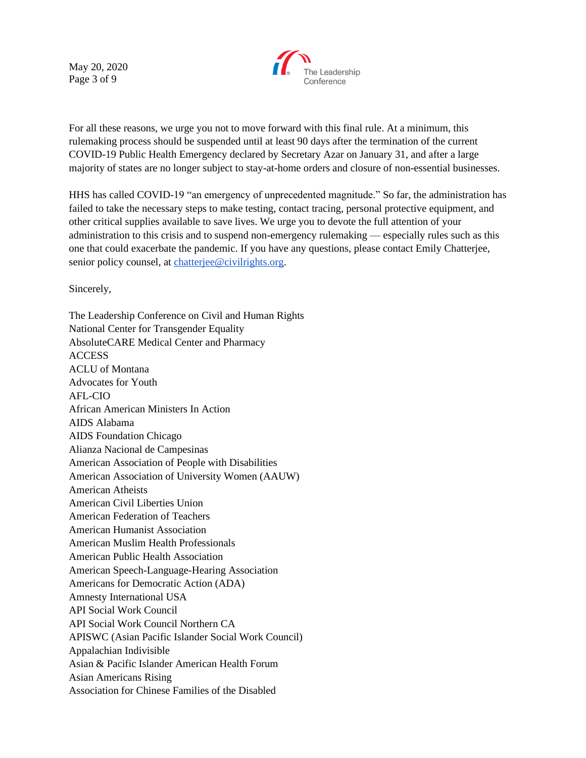For all these reasons, we urge you not to move forward with this final rule. At a minimum, this rulemaking process should be suspended until at least 90 days after the termination of the current COVID-19 Public Health Emergency declared by Secretary Azar on January 31, and after a large majority of states are no longer subject to stay-at-home orders and closure of non-essential businesses.

HHS has called COVID-19 "an emergency of unprecedented magnitude." So far, the administration has failed to take the necessary steps to make testing, contact tracing, personal protective equipment, and other critical supplies available to save lives. We urge you to devote the full attention of your administration to this crisis and to suspend non-emergency rulemaking — especially rules such as this one that could exacerbate the pandemic. If you have any questions, please contact Emily Chatterjee, senior policy counsel, at chatterjee@civilrights.org.

Sincerely,

The Leadership Conference on Civil and Human Rights
National Center for Transgender Equality
AbsoluteCARE Medical Center and Pharmacy
ACCESS
ACLU of Montana
Advocates for Youth
AFL-CIO
African American Ministers In Action
AIDS Alabama
AIDS Foundation Chicago
Alianza Nacional de Campesinas
American Association of People with Disabilities
American Association of University Women (AAUW)
American Atheists
American Civil Liberties Union
American Federation of Teachers
American Humanist Association
American Muslim Health Professionals
American Public Health Association
American Speech-Language-Hearing Association
Americans for Democratic Action (ADA)
Amnesty International USA
API Social Work Council
API Social Work Council Northern CA
APISWC (Asian Pacific Islander Social Work Council)
Appalachian Indivisible
Asian & Pacific Islander American Health Forum
Asian Americans Rising
Association for Chinese Families of the Disabled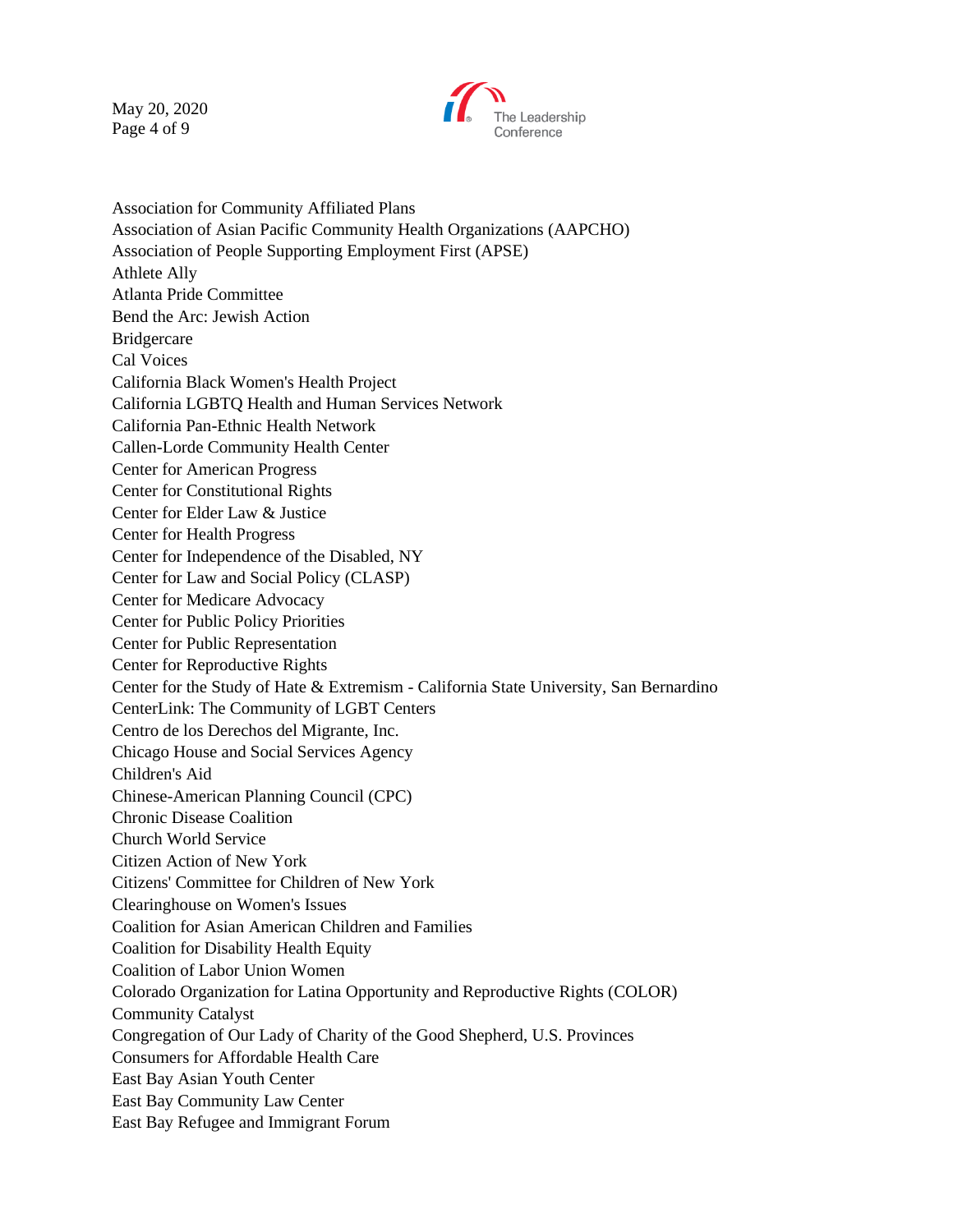Association for Community Affiliated Plans
Association of Asian Pacific Community Health Organizations (AAPCHO)
Association of People Supporting Employment First (APSE)
Athlete Ally
Atlanta Pride Committee
Bend the Arc: Jewish Action
Bridgercare
Cal Voices
California Black Women's Health Project
California LGBTQ Health and Human Services Network
California Pan-Ethnic Health Network
Callen-Lorde Community Health Center
Center for American Progress
Center for Constitutional Rights
Center for Elder Law & Justice
Center for Health Progress
Center for Independence of the Disabled, NY
Center for Law and Social Policy (CLASP)
Center for Medicare Advocacy
Center for Public Policy Priorities
Center for Public Representation
Center for Reproductive Rights
Center for the Study of Hate & Extremism - California State University, San Bernardino
CenterLink: The Community of LGBT Centers
Centro de los Derechos del Migrante, Inc.
Chicago House and Social Services Agency
Children's Aid
Chinese-American Planning Council (CPC)
Chronic Disease Coalition
Church World Service
Citizen Action of New York
Citizens' Committee for Children of New York
Clearinghouse on Women's Issues
Coalition for Asian American Children and Families
Coalition for Disability Health Equity
Coalition of Labor Union Women
Colorado Organization for Latina Opportunity and Reproductive Rights (COLOR)
Community Catalyst
Congregation of Our Lady of Charity of the Good Shepherd, U.S. Provinces
Consumers for Affordable Health Care
East Bay Asian Youth Center
East Bay Community Law Center
East Bay Refugee and Immigrant Forum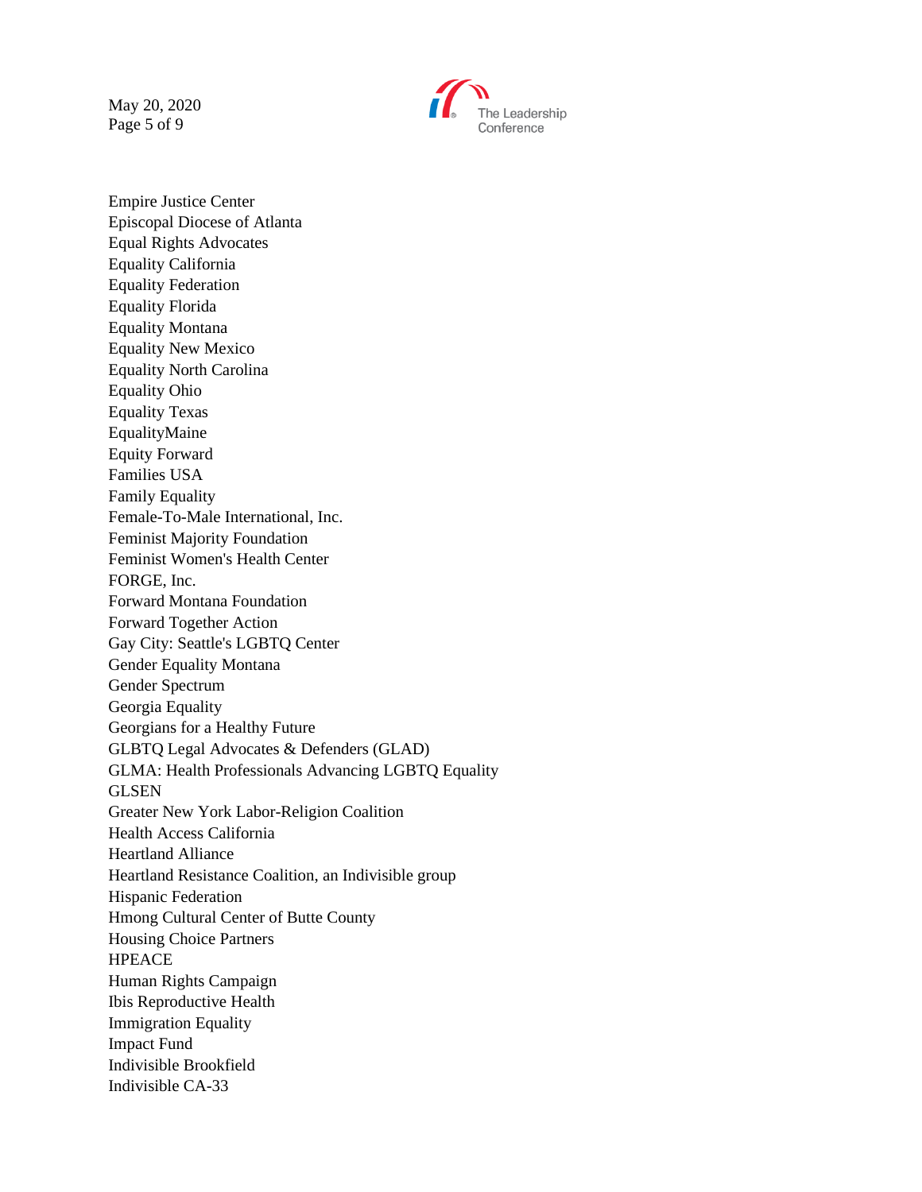Empire Justice Center
Episcopal Diocese of Atlanta
Equal Rights Advocates
Equality California
Equality Federation
Equality Florida
Equality Montana
Equality New Mexico
Equality North Carolina
Equality Ohio
Equality Texas
EqualityMaine
Equity Forward
Families USA
Family Equality
Female-To-Male International, Inc.
Feminist Majority Foundation
Feminist Women's Health Center
FORGE, Inc.
Forward Montana Foundation
Forward Together Action
Gay City: Seattle's LGBTQ Center
Gender Equality Montana
Gender Spectrum
Georgia Equality
Georgians for a Healthy Future
GLBTQ Legal Advocates & Defenders (GLAD)
GLMA: Health Professionals Advancing LGBTQ Equality
GLSEN
Greater New York Labor-Religion Coalition
Health Access California
Heartland Alliance
Heartland Resistance Coalition, an Indivisible group
Hispanic Federation
Hmong Cultural Center of Butte County
Housing Choice Partners
HPEACE
Human Rights Campaign
Ibis Reproductive Health
Immigration Equality
Impact Fund
Indivisible Brookfield
Indivisible CA-33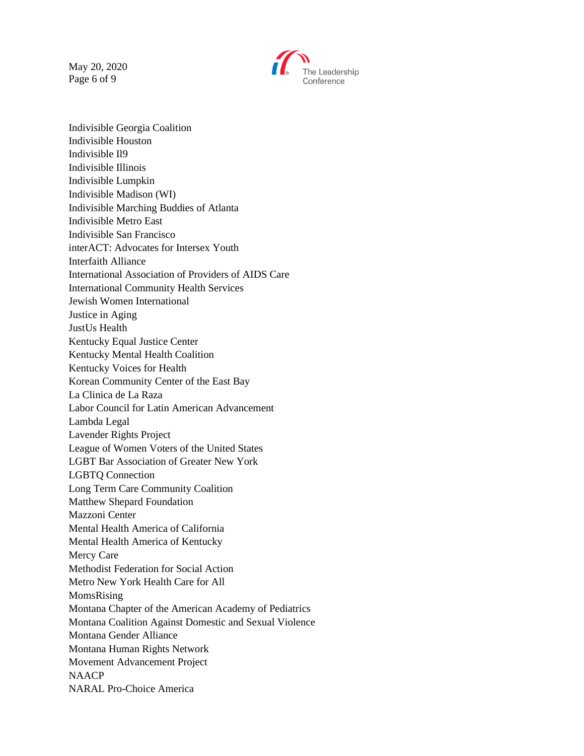Indivisible Georgia Coalition
Indivisible Houston
Indivisible Il9
Indivisible Illinois
Indivisible Lumpkin
Indivisible Madison (WI)
Indivisible Marching Buddies of Atlanta
Indivisible Metro East
Indivisible San Francisco
interACT: Advocates for Intersex Youth
Interfaith Alliance
International Association of Providers of AIDS Care
International Community Health Services
Jewish Women International
Justice in Aging
JustUs Health
Kentucky Equal Justice Center
Kentucky Mental Health Coalition
Kentucky Voices for Health
Korean Community Center of the East Bay
La Clinica de La Raza
Labor Council for Latin American Advancement
Lambda Legal
Lavender Rights Project
League of Women Voters of the United States
LGBT Bar Association of Greater New York
LGBTQ Connection
Long Term Care Community Coalition
Matthew Shepard Foundation
Mazzoni Center
Mental Health America of California
Mental Health America of Kentucky
Mercy Care
Methodist Federation for Social Action
Metro New York Health Care for All
MomsRising
Montana Chapter of the American Academy of Pediatrics
Montana Coalition Against Domestic and Sexual Violence
Montana Gender Alliance
Montana Human Rights Network
Movement Advancement Project
NAACP
NARAL Pro-Choice America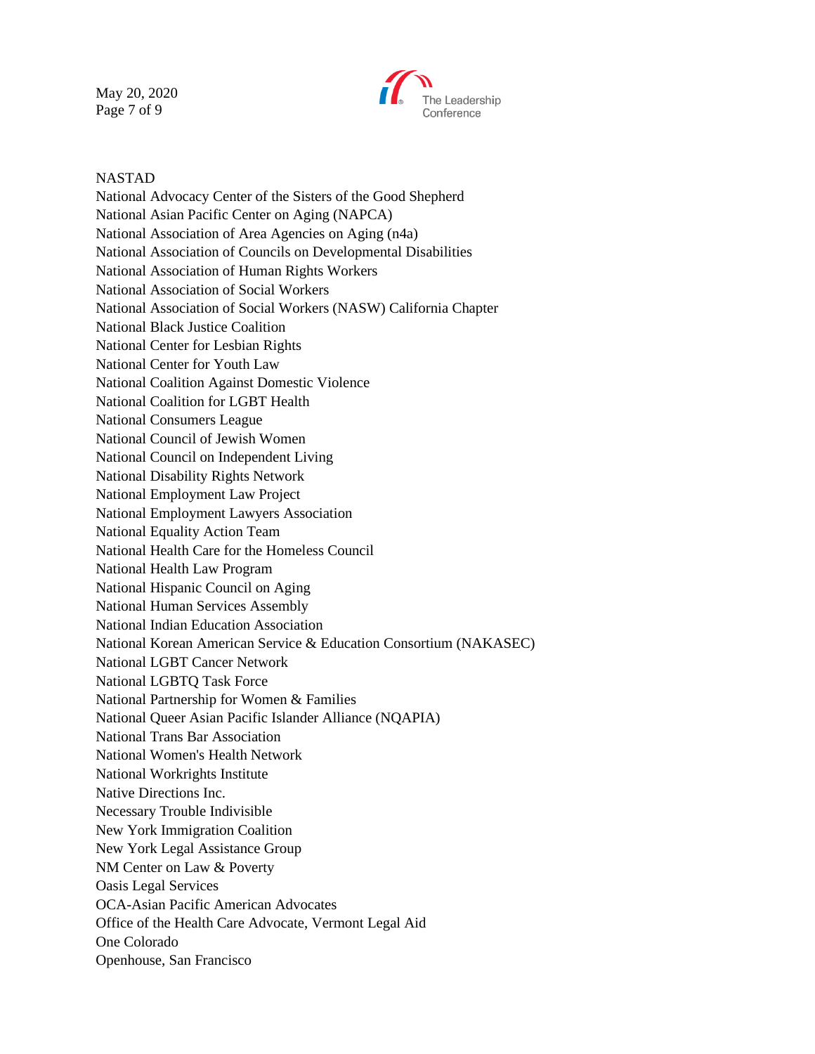NASTAD
National Advocacy Center of the Sisters of the Good Shepherd
National Asian Pacific Center on Aging (NAPCA)
National Association of Area Agencies on Aging (n4a)
National Association of Councils on Developmental Disabilities
National Association of Human Rights Workers
National Association of Social Workers
National Association of Social Workers (NASW) California Chapter
National Black Justice Coalition
National Center for Lesbian Rights
National Center for Youth Law
National Coalition Against Domestic Violence
National Coalition for LGBT Health
National Consumers League
National Council of Jewish Women
National Council on Independent Living
National Disability Rights Network
National Employment Law Project
National Employment Lawyers Association
National Equality Action Team
National Health Care for the Homeless Council
National Health Law Program
National Hispanic Council on Aging
National Human Services Assembly
National Indian Education Association
National Korean American Service & Education Consortium (NAKASEC)
National LGBT Cancer Network
National LGBTQ Task Force
National Partnership for Women & Families
National Queer Asian Pacific Islander Alliance (NQAPIA)
National Trans Bar Association
National Women's Health Network
National Workrights Institute
Native Directions Inc.
Necessary Trouble Indivisible
New York Immigration Coalition
New York Legal Assistance Group
NM Center on Law & Poverty
Oasis Legal Services
OCA-Asian Pacific American Advocates
Office of the Health Care Advocate, Vermont Legal Aid
One Colorado
Openhouse, San Francisco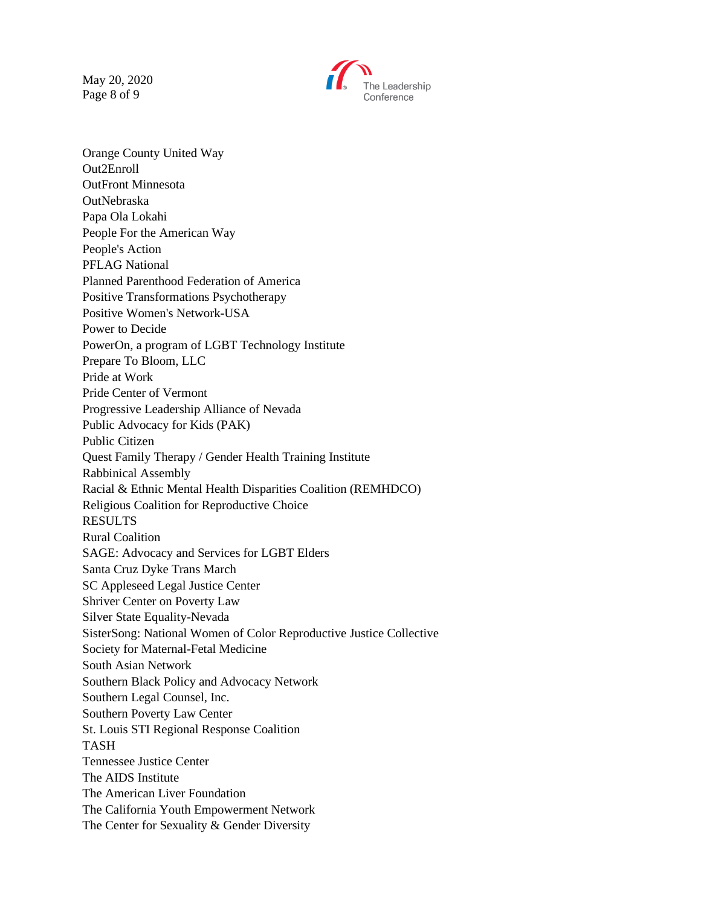Orange County United Way
Out2Enroll
OutFront Minnesota
OutNebraska
Papa Ola Lokahi
People For the American Way
People's Action
PFLAG National
Planned Parenthood Federation of America
Positive Transformations Psychotherapy
Positive Women's Network-USA
Power to Decide
PowerOn, a program of LGBT Technology Institute
Prepare To Bloom, LLC
Pride at Work
Pride Center of Vermont
Progressive Leadership Alliance of Nevada
Public Advocacy for Kids (PAK)
Public Citizen
Quest Family Therapy / Gender Health Training Institute
Rabbinical Assembly
Racial & Ethnic Mental Health Disparities Coalition (REMHDCO)
Religious Coalition for Reproductive Choice
RESULTS
Rural Coalition
SAGE: Advocacy and Services for LGBT Elders
Santa Cruz Dyke Trans March
SC Appleseed Legal Justice Center
Shriver Center on Poverty Law
Silver State Equality-Nevada
SisterSong: National Women of Color Reproductive Justice Collective
Society for Maternal-Fetal Medicine
South Asian Network
Southern Black Policy and Advocacy Network
Southern Legal Counsel, Inc.
Southern Poverty Law Center
St. Louis STI Regional Response Coalition
TASH
Tennessee Justice Center
The AIDS Institute
The American Liver Foundation
The California Youth Empowerment Network
The Center for Sexuality & Gender Diversity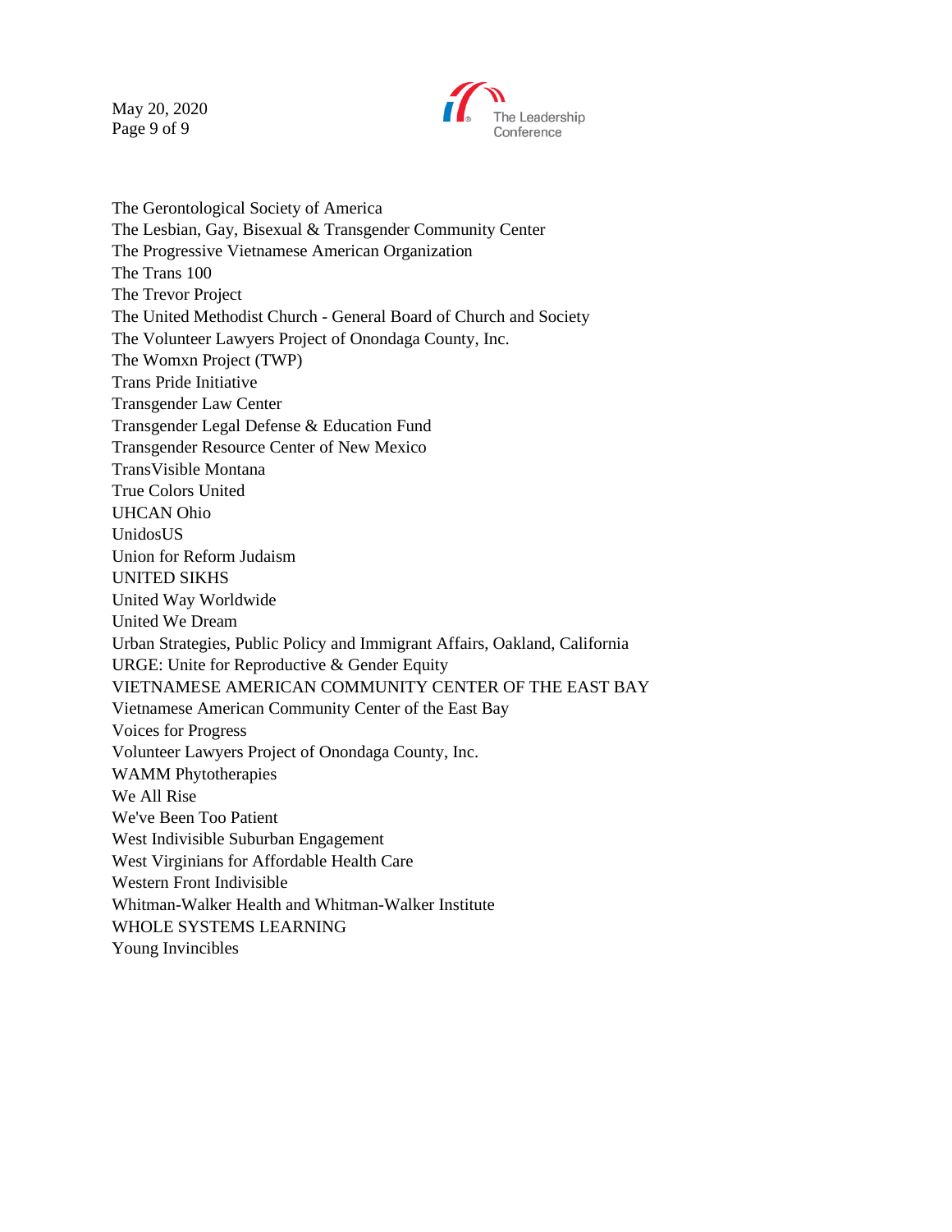The Gerontological Society of America
The Lesbian, Gay, Bisexual & Transgender Community Center
The Progressive Vietnamese American Organization
The Trans 100
The Trevor Project
The United Methodist Church - General Board of Church and Society
The Volunteer Lawyers Project of Onondaga County, Inc.
The Womxn Project (TWP)
Trans Pride Initiative
Transgender Law Center
Transgender Legal Defense & Education Fund
Transgender Resource Center of New Mexico
TransVisible Montana
True Colors United
UHCAN Ohio
UnidosUS
Union for Reform Judaism
UNITED SIKHS
United Way Worldwide
United We Dream
Urban Strategies, Public Policy and Immigrant Affairs, Oakland, California
URGE: Unite for Reproductive & Gender Equity
VIETNAMESE AMERICAN COMMUNITY CENTER OF THE EAST BAY
Vietnamese American Community Center of the East Bay
Voices for Progress
Volunteer Lawyers Project of Onondaga County, Inc.
WAMM Phytotherapies
We All Rise
We've Been Too Patient
West Indivisible Suburban Engagement
West Virginians for Affordable Health Care
Western Front Indivisible
Whitman-Walker Health and Whitman-Walker Institute
WHOLE SYSTEMS LEARNING
Young Invincibles